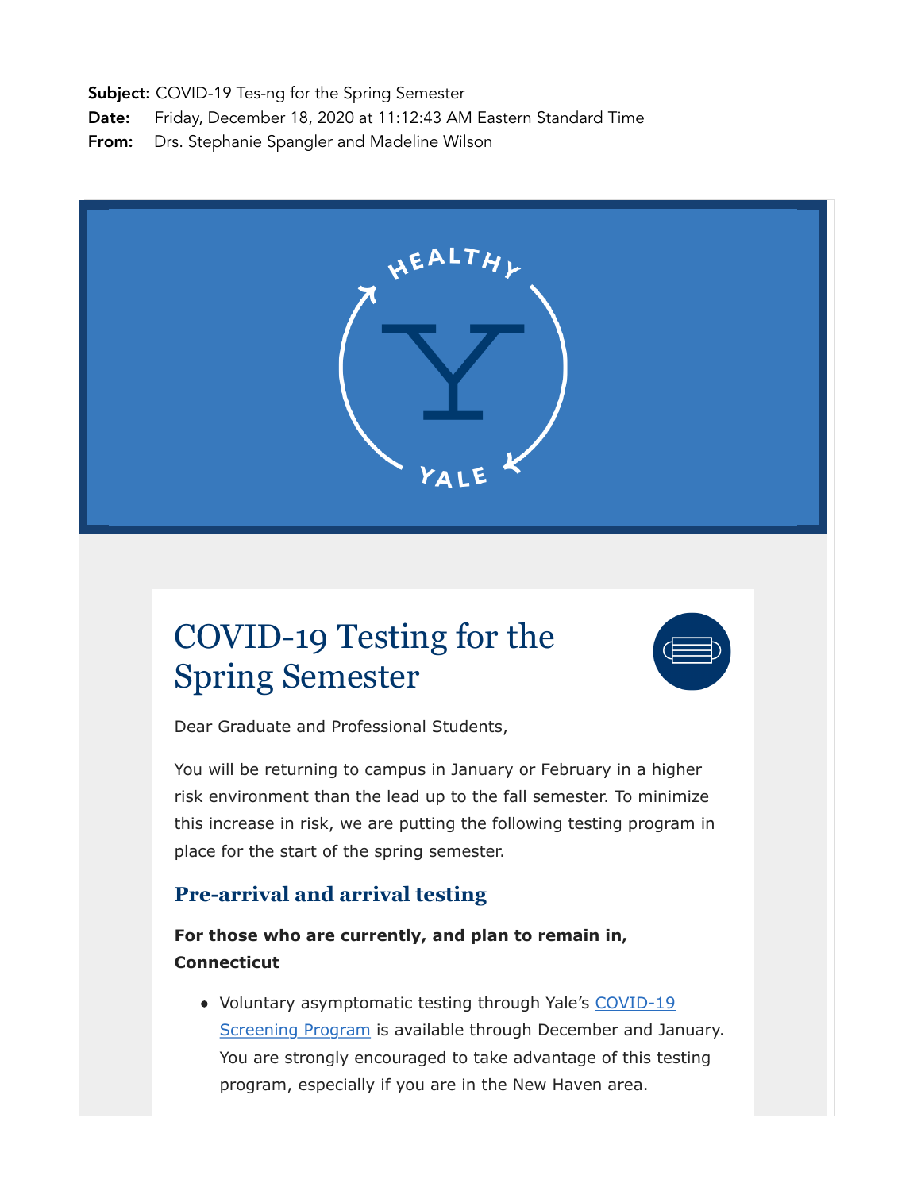**Subject:** COVID-19 Tes-ng for the Spring Semester
**Date:** Friday, December 18, 2020 at 11:12:43 AM Eastern Standard Time
**From:** Drs. Stephanie Spangler and Madeline Wilson

# COVID-19 Testing for the Spring Semester

Dear Graduate and Professional Students,

You will be returning to campus in January or February in a higher risk environment than the lead up to the fall semester. To minimize this increase in risk, we are putting the following testing program in place for the start of the spring semester.

## Pre-arrival and arrival testing

**For those who are currently, and plan to remain in, Connecticut**

- Voluntary asymptomatic testing through Yale's COVID-19 Screening Program is available through December and January. You are strongly encouraged to take advantage of this testing program, especially if you are in the New Haven area.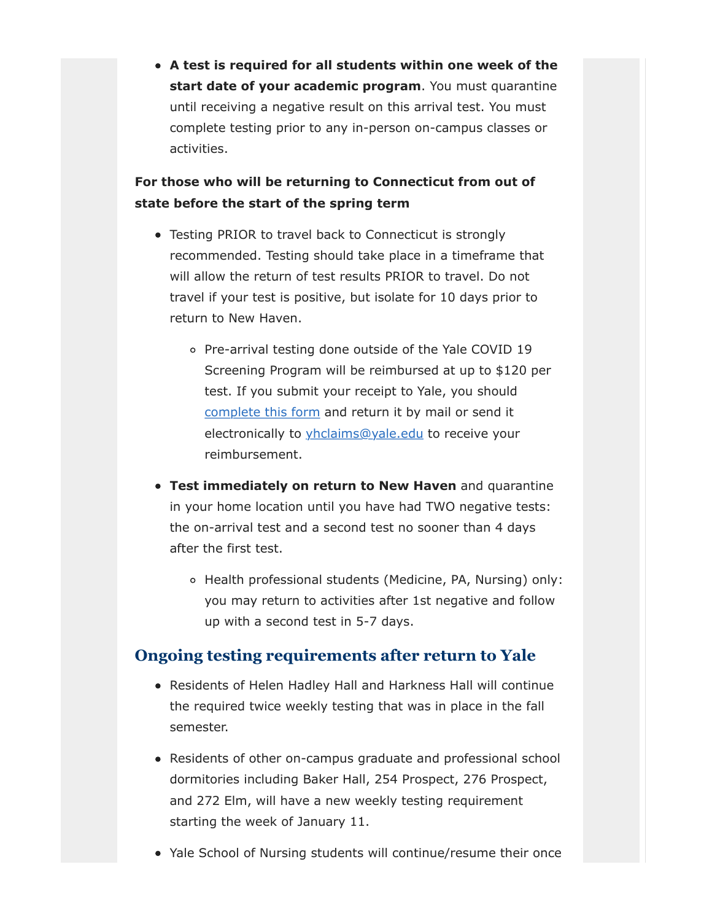- **A test is required for all students within one week of the start date of your academic program**. You must quarantine until receiving a negative result on this arrival test. You must complete testing prior to any in-person on-campus classes or activities.

**For those who will be returning to Connecticut from out of state before the start of the spring term**

- Testing PRIOR to travel back to Connecticut is strongly recommended. Testing should take place in a timeframe that will allow the return of test results PRIOR to travel. Do not travel if your test is positive, but isolate for 10 days prior to return to New Haven.
  - Pre-arrival testing done outside of the Yale COVID 19 Screening Program will be reimbursed at up to $120 per test. If you submit your receipt to Yale, you should complete this form and return it by mail or send it electronically to yhclaims@yale.edu to receive your reimbursement.
- **Test immediately on return to New Haven** and quarantine in your home location until you have had TWO negative tests: the on-arrival test and a second test no sooner than 4 days after the first test.
  - Health professional students (Medicine, PA, Nursing) only: you may return to activities after 1st negative and follow up with a second test in 5-7 days.

## Ongoing testing requirements after return to Yale

- Residents of Helen Hadley Hall and Harkness Hall will continue the required twice weekly testing that was in place in the fall semester.
- Residents of other on-campus graduate and professional school dormitories including Baker Hall, 254 Prospect, 276 Prospect, and 272 Elm, will have a new weekly testing requirement starting the week of January 11.
- Yale School of Nursing students will continue/resume their once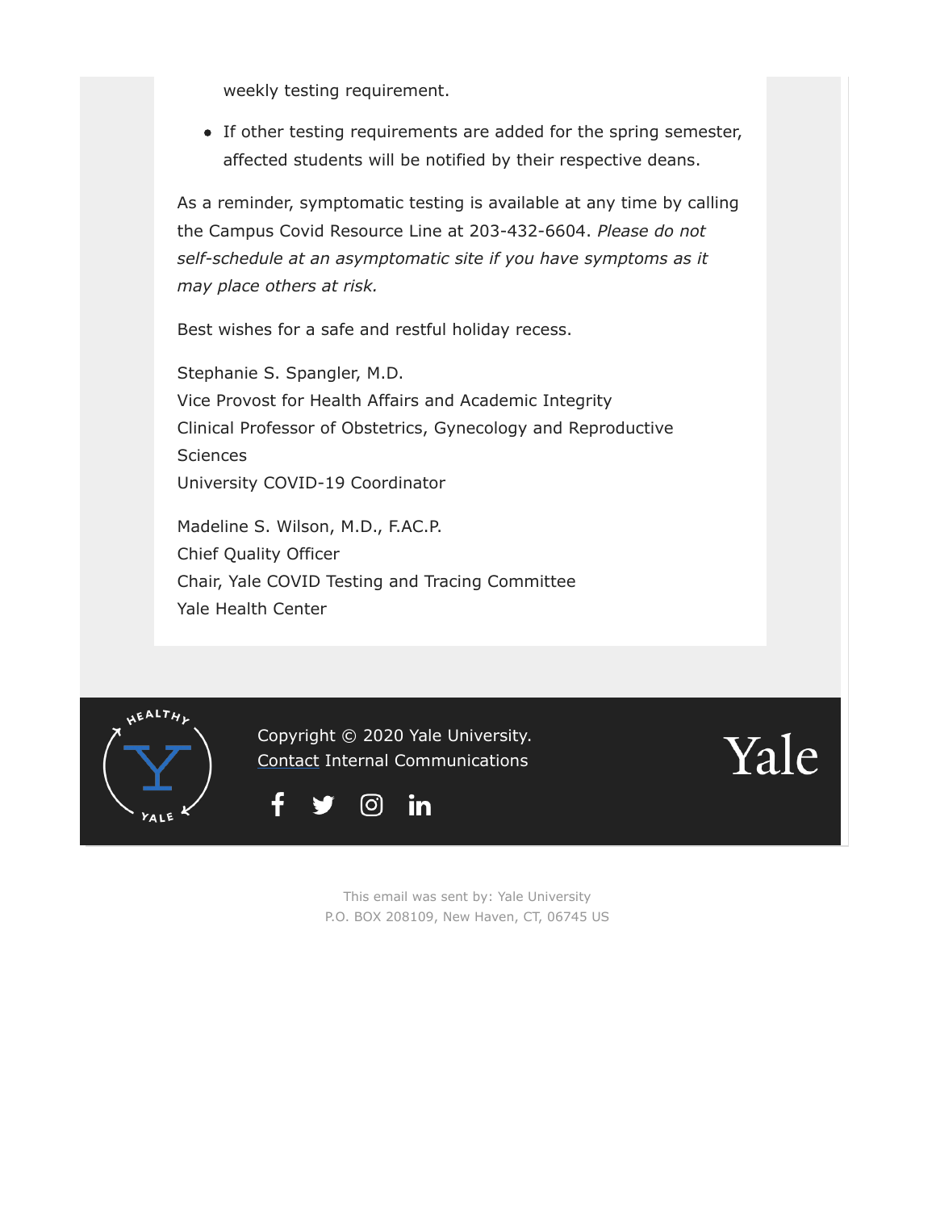weekly testing requirement.

- If other testing requirements are added for the spring semester, affected students will be notified by their respective deans.

As a reminder, symptomatic testing is available at any time by calling the Campus Covid Resource Line at 203-432-6604. *Please do not self-schedule at an asymptomatic site if you have symptoms as it may place others at risk.*

Best wishes for a safe and restful holiday recess.

Stephanie S. Spangler, M.D.
Vice Provost for Health Affairs and Academic Integrity
Clinical Professor of Obstetrics, Gynecology and Reproductive Sciences
University COVID-19 Coordinator

Madeline S. Wilson, M.D., F.AC.P.
Chief Quality Officer
Chair, Yale COVID Testing and Tracing Committee
Yale Health Center

Copyright © 2020 Yale University.
Contact Internal Communications

This email was sent by: Yale University
P.O. BOX 208109, New Haven, CT, 06745 US